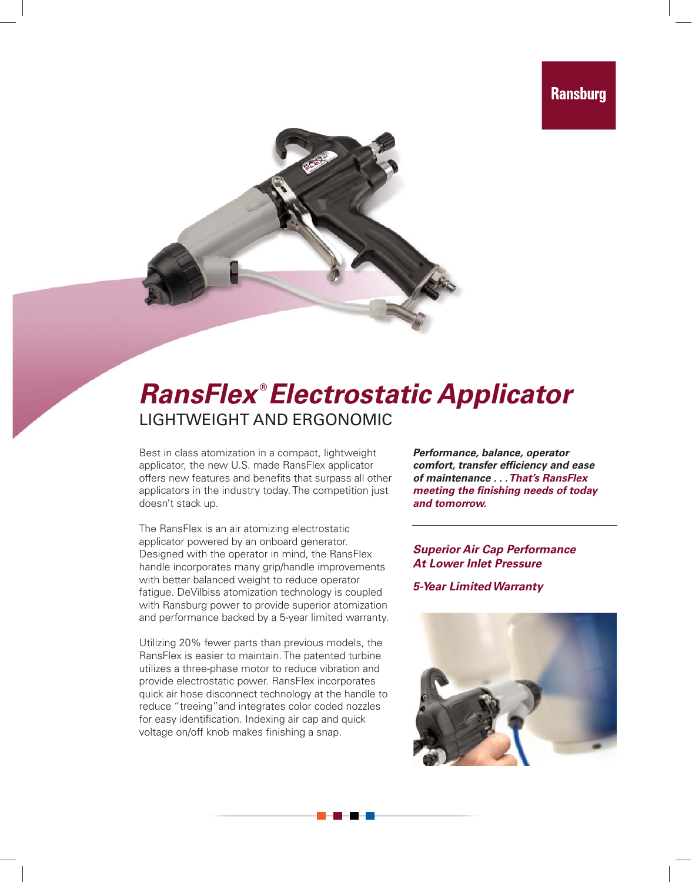Ransburg

# *RansFlex® Electrostatic Applicator*

## LIGHTWEIGHT AND ERGONOMIC

Best in class atomization in a compact, lightweight applicator, the new U.S. made RansFlex applicator offers new features and benefits that surpass all other applicators in the industry today. The competition just doesn't stack up.

The RansFlex is an air atomizing electrostatic applicator powered by an onboard generator. Designed with the operator in mind, the RansFlex handle incorporates many grip/handle improvements with better balanced weight to reduce operator fatigue. DeVilbiss atomization technology is coupled with Ransburg power to provide superior atomization and performance backed by a 5-year limited warranty.

Utilizing 20% fewer parts than previous models, the RansFlex is easier to maintain. The patented turbine utilizes a three-phase motor to reduce vibration and provide electrostatic power. RansFlex incorporates quick air hose disconnect technology at the handle to reduce "treeing" and integrates color coded nozzles for easy identification. Indexing air cap and quick voltage on/off knob makes finishing a snap.

***Performance, balance, operator comfort, transfer efficiency and ease of maintenance . . . That's RansFlex meeting the finishing needs of today and tomorrow.***

---

***Superior Air Cap Performance At Lower Inlet Pressure***

***5-Year Limited Warranty***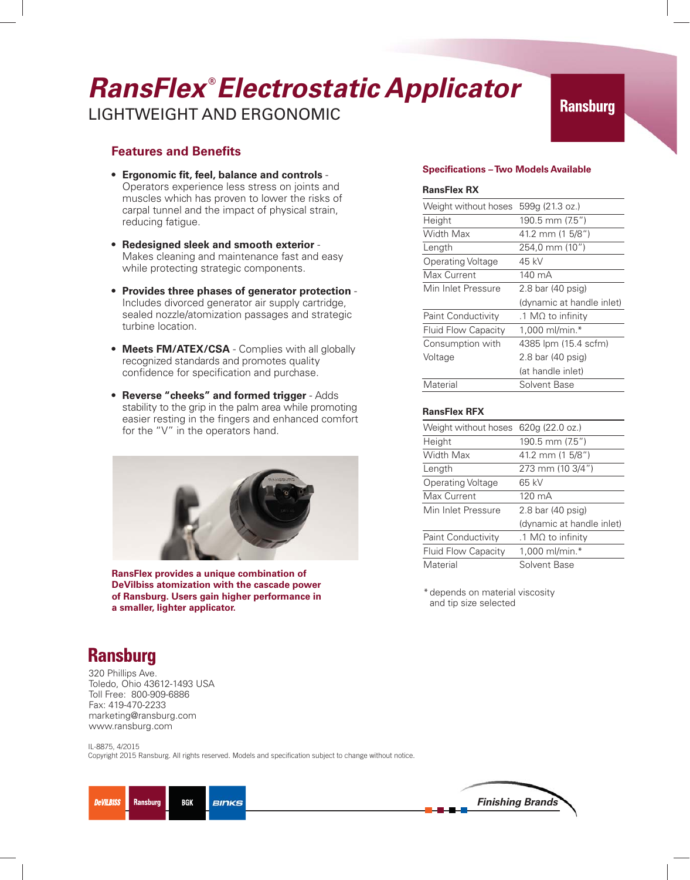# *RansFlex® Electrostatic Applicator*

LIGHTWEIGHT AND ERGONOMIC

Ransburg

## Features and Benefits

- **Ergonomic fit, feel, balance and controls** - Operators experience less stress on joints and muscles which has proven to lower the risks of carpal tunnel and the impact of physical strain, reducing fatigue.
- **Redesigned sleek and smooth exterior** - Makes cleaning and maintenance fast and easy while protecting strategic components.
- **Provides three phases of generator protection** - Includes divorced generator air supply cartridge, sealed nozzle/atomization passages and strategic turbine location.
- **Meets FM/ATEX/CSA** - Complies with all globally recognized standards and promotes quality confidence for specification and purchase.
- **Reverse "cheeks" and formed trigger** - Adds stability to the grip in the palm area while promoting easier resting in the fingers and enhanced comfort for the "V" in the operators hand.

**RansFlex provides a unique combination of DeVilbiss atomization with the cascade power of Ransburg. Users gain higher performance in a smaller, lighter applicator.**

## Specifications – Two Models Available

### RansFlex RX

| | |
|---|---|
| Weight without hoses | 599g (21.3 oz.) |
| Height | 190.5 mm (7.5") |
| Width Max | 41.2 mm (1 5/8") |
| Length | 254,0 mm (10") |
| Operating Voltage | 45 kV |
| Max Current | 140 mA |
| Min Inlet Pressure | 2.8 bar (40 psig) (dynamic at handle inlet) |
| Paint Conductivity | .1 MΩ to infinity |
| Fluid Flow Capacity | 1,000 ml/min.* |
| Consumption with Voltage | 4385 lpm (15.4 scfm) 2.8 bar (40 psig) (at handle inlet) |
| Material | Solvent Base |

### RansFlex RFX

| | |
|---|---|
| Weight without hoses | 620g (22.0 oz.) |
| Height | 190.5 mm (7.5") |
| Width Max | 41.2 mm (1 5/8") |
| Length | 273 mm (10 3/4") |
| Operating Voltage | 65 kV |
| Max Current | 120 mA |
| Min Inlet Pressure | 2.8 bar (40 psig) (dynamic at handle inlet) |
| Paint Conductivity | .1 MΩ to infinity |
| Fluid Flow Capacity | 1,000 ml/min.* |
| Material | Solvent Base |

\* depends on material viscosity and tip size selected

**Ransburg**

320 Phillips Ave.
Toledo, Ohio 43612-1493 USA
Toll Free: 800-909-6886
Fax: 419-470-2233
marketing@ransburg.com
www.ransburg.com

IL-8875, 4/2015
Copyright 2015 Ransburg. All rights reserved. Models and specification subject to change without notice.

DeVILBISS | Ransburg | BGK | BINKS

*Finishing Brands*